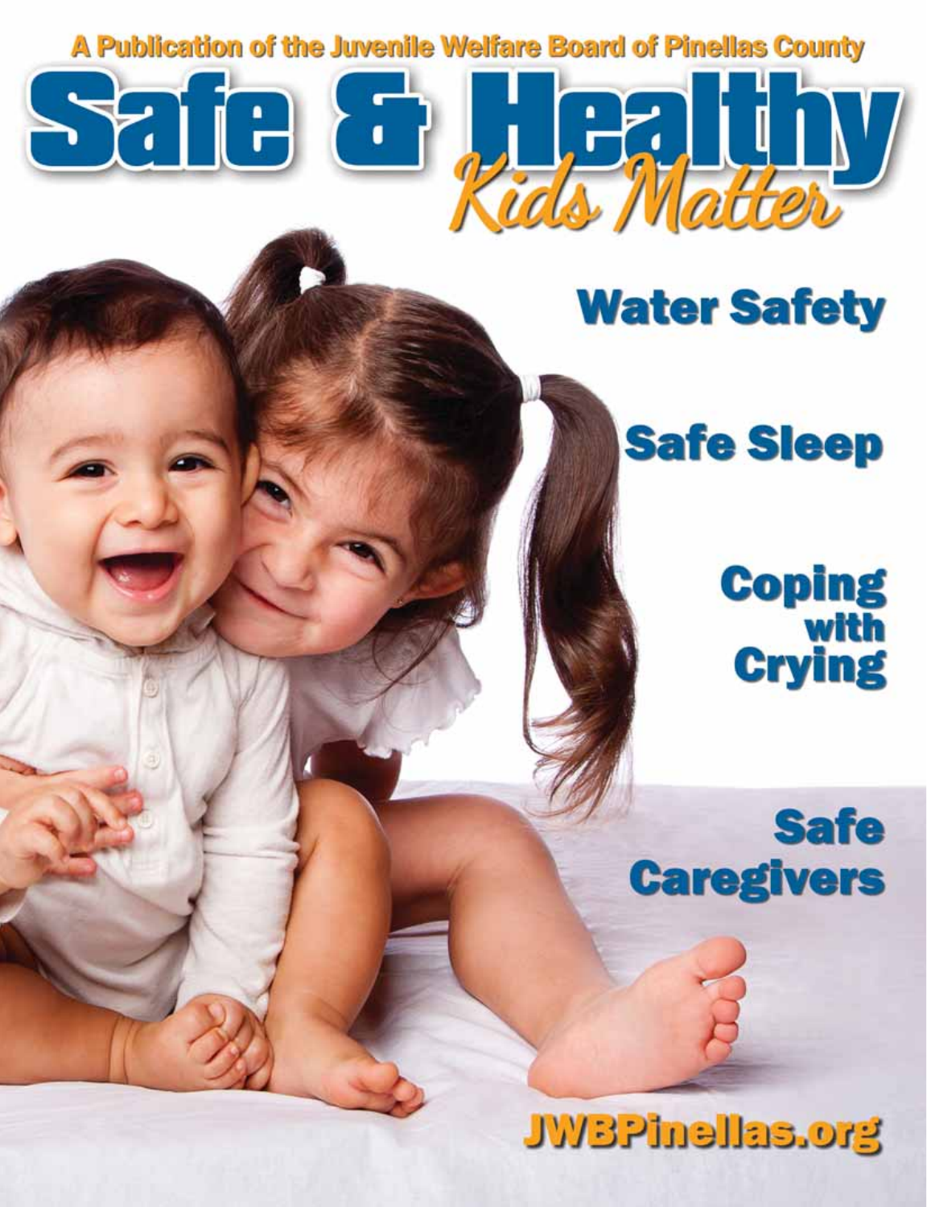A Publication of the Juvenile Welfare Board of Pinellas County

# Safe & Healthy

## *Kids Matter*

**Water Safety**

**Safe Sleep**

**Coping with Crying**

**Safe Caregivers**

**JWBPinellas.org**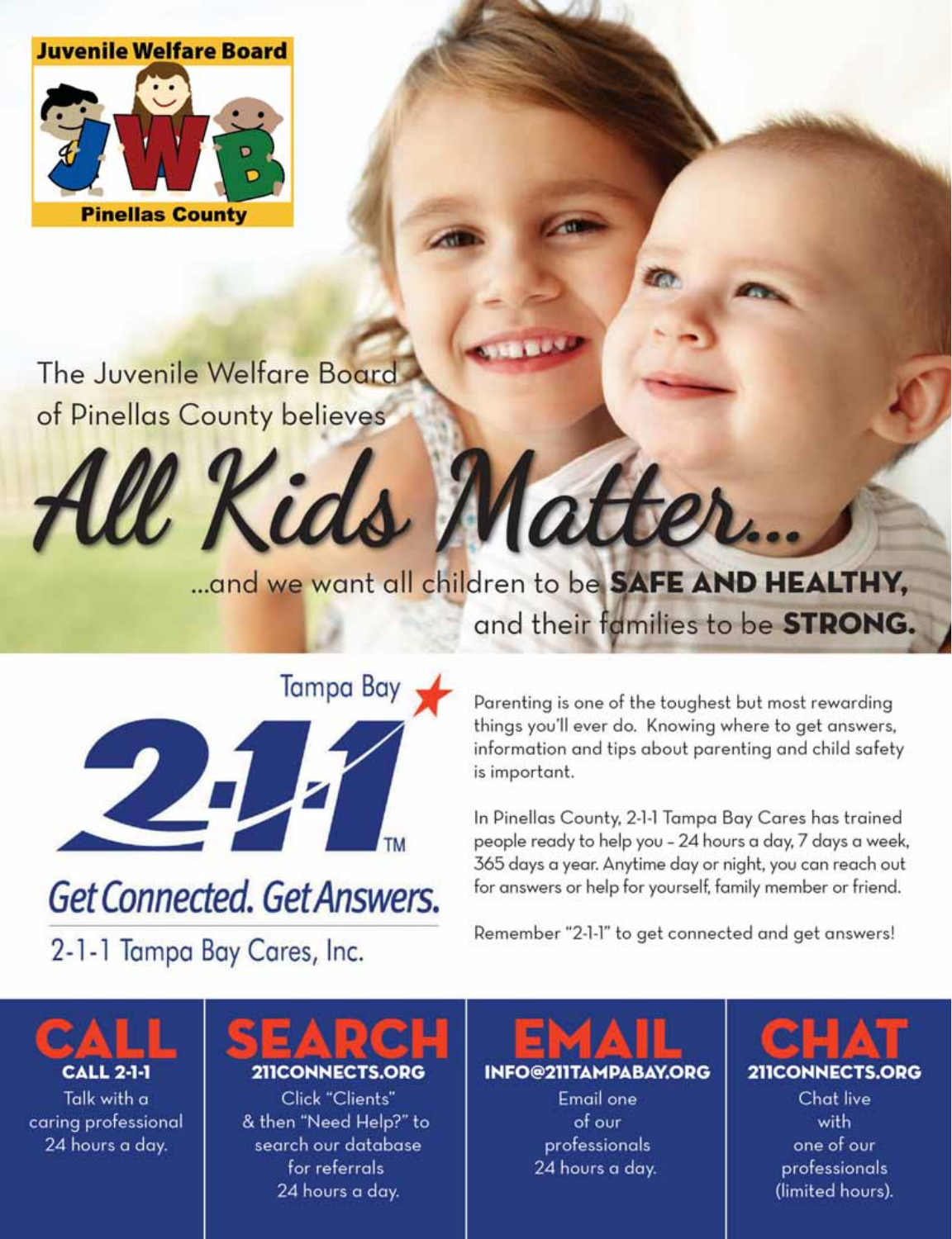**Juvenile Welfare Board**

**JWB**

**Pinellas County**

The Juvenile Welfare Board of Pinellas County believes

# *All Kids Matter...*

...and we want all children to be **SAFE AND HEALTHY,** and their families to be **STRONG.**

Tampa Bay

## 2-1-1™

*Get Connected. Get Answers.*

2-1-1 Tampa Bay Cares, Inc.

Parenting is one of the toughest but most rewarding things you'll ever do. Knowing where to get answers, information and tips about parenting and child safety is important.

In Pinellas County, 2-1-1 Tampa Bay Cares has trained people ready to help you – 24 hours a day, 7 days a week, 365 days a year. Anytime day or night, you can reach out for answers or help for yourself, family member or friend.

Remember "2-1-1" to get connected and get answers!

## CALL

**CALL 2-1-1**

Talk with a caring professional 24 hours a day.

## SEARCH

**211CONNECTS.ORG**

Click "Clients" & then "Need Help?" to search our database for referrals 24 hours a day.

## EMAIL

**INFO@211TAMPABAY.ORG**

Email one of our professionals 24 hours a day.

## CHAT

**211CONNECTS.ORG**

Chat live with one of our professionals (limited hours).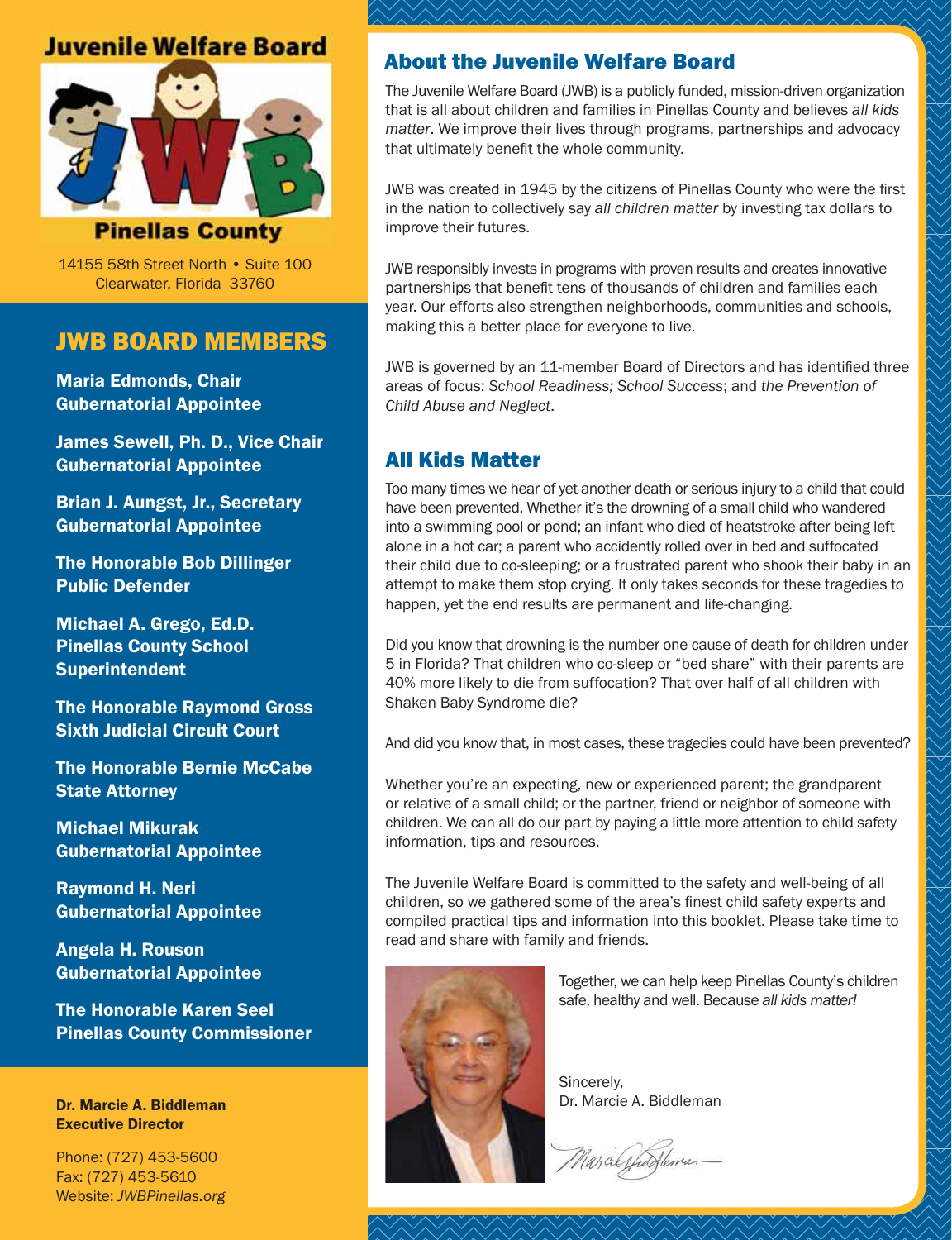**Juvenile Welfare Board**

**Pinellas County**

14155 58th Street North • Suite 100
Clearwater, Florida 33760

## JWB BOARD MEMBERS

**Maria Edmonds, Chair**
**Gubernatorial Appointee**

**James Sewell, Ph. D., Vice Chair**
**Gubernatorial Appointee**

**Brian J. Aungst, Jr., Secretary**
**Gubernatorial Appointee**

**The Honorable Bob Dillinger**
**Public Defender**

**Michael A. Grego, Ed.D.**
**Pinellas County School Superintendent**

**The Honorable Raymond Gross**
**Sixth Judicial Circuit Court**

**The Honorable Bernie McCabe**
**State Attorney**

**Michael Mikurak**
**Gubernatorial Appointee**

**Raymond H. Neri**
**Gubernatorial Appointee**

**Angela H. Rouson**
**Gubernatorial Appointee**

**The Honorable Karen Seel**
**Pinellas County Commissioner**

**Dr. Marcie A. Biddleman**
**Executive Director**

Phone: (727) 453-5600
Fax: (727) 453-5610
Website: *JWBPinellas.org*

## About the Juvenile Welfare Board

The Juvenile Welfare Board (JWB) is a publicly funded, mission-driven organization that is all about children and families in Pinellas County and believes *all kids matter*. We improve their lives through programs, partnerships and advocacy that ultimately benefit the whole community.

JWB was created in 1945 by the citizens of Pinellas County who were the first in the nation to collectively say *all children matter* by investing tax dollars to improve their futures.

JWB responsibly invests in programs with proven results and creates innovative partnerships that benefit tens of thousands of children and families each year. Our efforts also strengthen neighborhoods, communities and schools, making this a better place for everyone to live.

JWB is governed by an 11-member Board of Directors and has identified three areas of focus: *School Readiness; School Success*; and *the Prevention of Child Abuse and Neglect*.

## All Kids Matter

Too many times we hear of yet another death or serious injury to a child that could have been prevented. Whether it's the drowning of a small child who wandered into a swimming pool or pond; an infant who died of heatstroke after being left alone in a hot car; a parent who accidently rolled over in bed and suffocated their child due to co-sleeping; or a frustrated parent who shook their baby in an attempt to make them stop crying. It only takes seconds for these tragedies to happen, yet the end results are permanent and life-changing.

Did you know that drowning is the number one cause of death for children under 5 in Florida? That children who co-sleep or "bed share" with their parents are 40% more likely to die from suffocation? That over half of all children with Shaken Baby Syndrome die?

And did you know that, in most cases, these tragedies could have been prevented?

Whether you're an expecting, new or experienced parent; the grandparent or relative of a small child; or the partner, friend or neighbor of someone with children. We can all do our part by paying a little more attention to child safety information, tips and resources.

The Juvenile Welfare Board is committed to the safety and well-being of all children, so we gathered some of the area's finest child safety experts and compiled practical tips and information into this booklet. Please take time to read and share with family and friends.

Together, we can help keep Pinellas County's children safe, healthy and well. Because *all kids matter!*

Sincerely,
Dr. Marcie A. Biddleman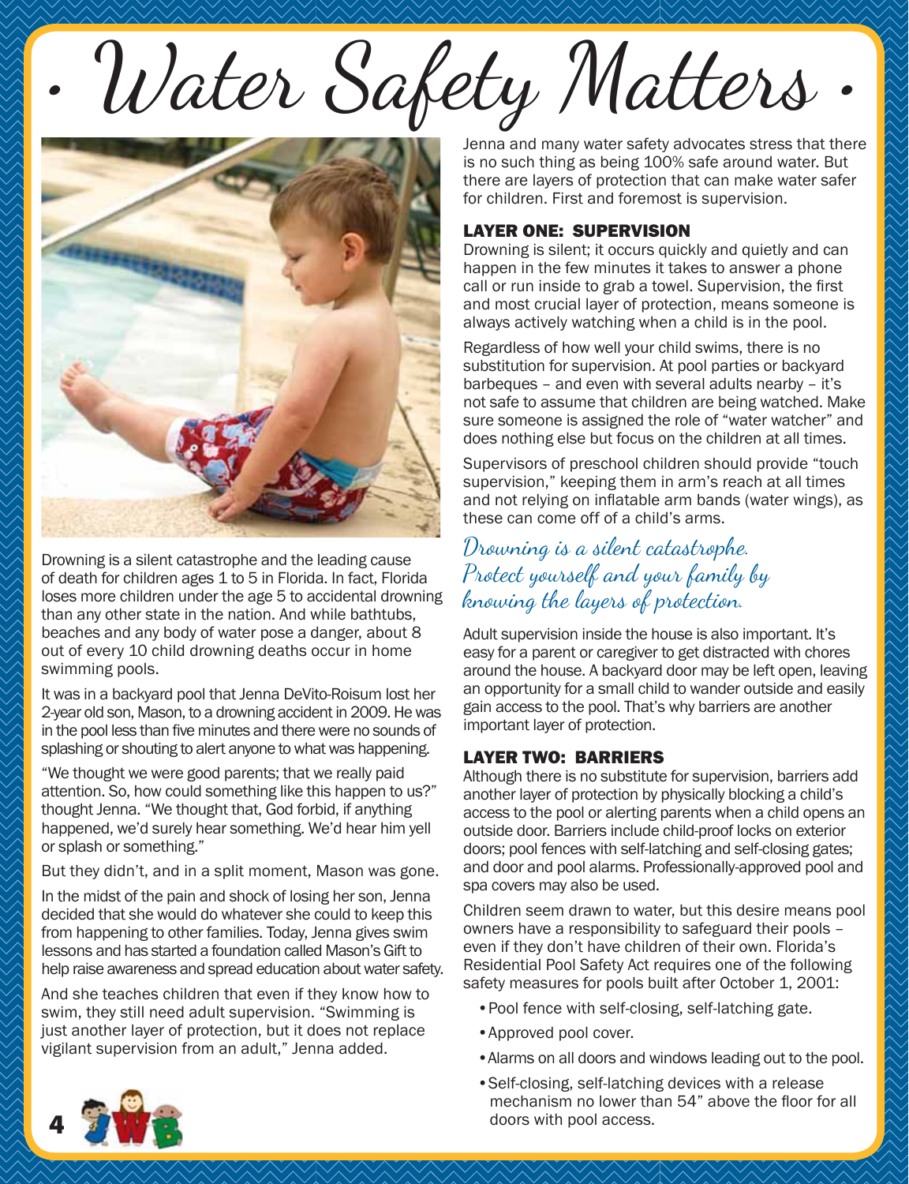# · Water Safety Matters ·

Drowning is a silent catastrophe and the leading cause of death for children ages 1 to 5 in Florida. In fact, Florida loses more children under the age 5 to accidental drowning than any other state in the nation. And while bathtubs, beaches and any body of water pose a danger, about 8 out of every 10 child drowning deaths occur in home swimming pools.

It was in a backyard pool that Jenna DeVito-Roisum lost her 2-year old son, Mason, to a drowning accident in 2009. He was in the pool less than five minutes and there were no sounds of splashing or shouting to alert anyone to what was happening.

"We thought we were good parents; that we really paid attention. So, how could something like this happen to us?" thought Jenna. "We thought that, God forbid, if anything happened, we'd surely hear something. We'd hear him yell or splash or something."

But they didn't, and in a split moment, Mason was gone.

In the midst of the pain and shock of losing her son, Jenna decided that she would do whatever she could to keep this from happening to other families. Today, Jenna gives swim lessons and has started a foundation called Mason's Gift to help raise awareness and spread education about water safety.

And she teaches children that even if they know how to swim, they still need adult supervision. "Swimming is just another layer of protection, but it does not replace vigilant supervision from an adult," Jenna added.

Jenna and many water safety advocates stress that there is no such thing as being 100% safe around water. But there are layers of protection that can make water safer for children. First and foremost is supervision.

## LAYER ONE: SUPERVISION

Drowning is silent; it occurs quickly and quietly and can happen in the few minutes it takes to answer a phone call or run inside to grab a towel. Supervision, the first and most crucial layer of protection, means someone is always actively watching when a child is in the pool.

Regardless of how well your child swims, there is no substitution for supervision. At pool parties or backyard barbeques – and even with several adults nearby – it's not safe to assume that children are being watched. Make sure someone is assigned the role of "water watcher" and does nothing else but focus on the children at all times.

Supervisors of preschool children should provide "touch supervision," keeping them in arm's reach at all times and not relying on inflatable arm bands (water wings), as these can come off of a child's arms.

*Drowning is a silent catastrophe. Protect yourself and your family by knowing the layers of protection.*

Adult supervision inside the house is also important. It's easy for a parent or caregiver to get distracted with chores around the house. A backyard door may be left open, leaving an opportunity for a small child to wander outside and easily gain access to the pool. That's why barriers are another important layer of protection.

## LAYER TWO: BARRIERS

Although there is no substitute for supervision, barriers add another layer of protection by physically blocking a child's access to the pool or alerting parents when a child opens an outside door. Barriers include child-proof locks on exterior doors; pool fences with self-latching and self-closing gates; and door and pool alarms. Professionally-approved pool and spa covers may also be used.

Children seem drawn to water, but this desire means pool owners have a responsibility to safeguard their pools – even if they don't have children of their own. Florida's Residential Pool Safety Act requires one of the following safety measures for pools built after October 1, 2001:

- Pool fence with self-closing, self-latching gate.
- Approved pool cover.
- Alarms on all doors and windows leading out to the pool.
- Self-closing, self-latching devices with a release mechanism no lower than 54" above the floor for all doors with pool access.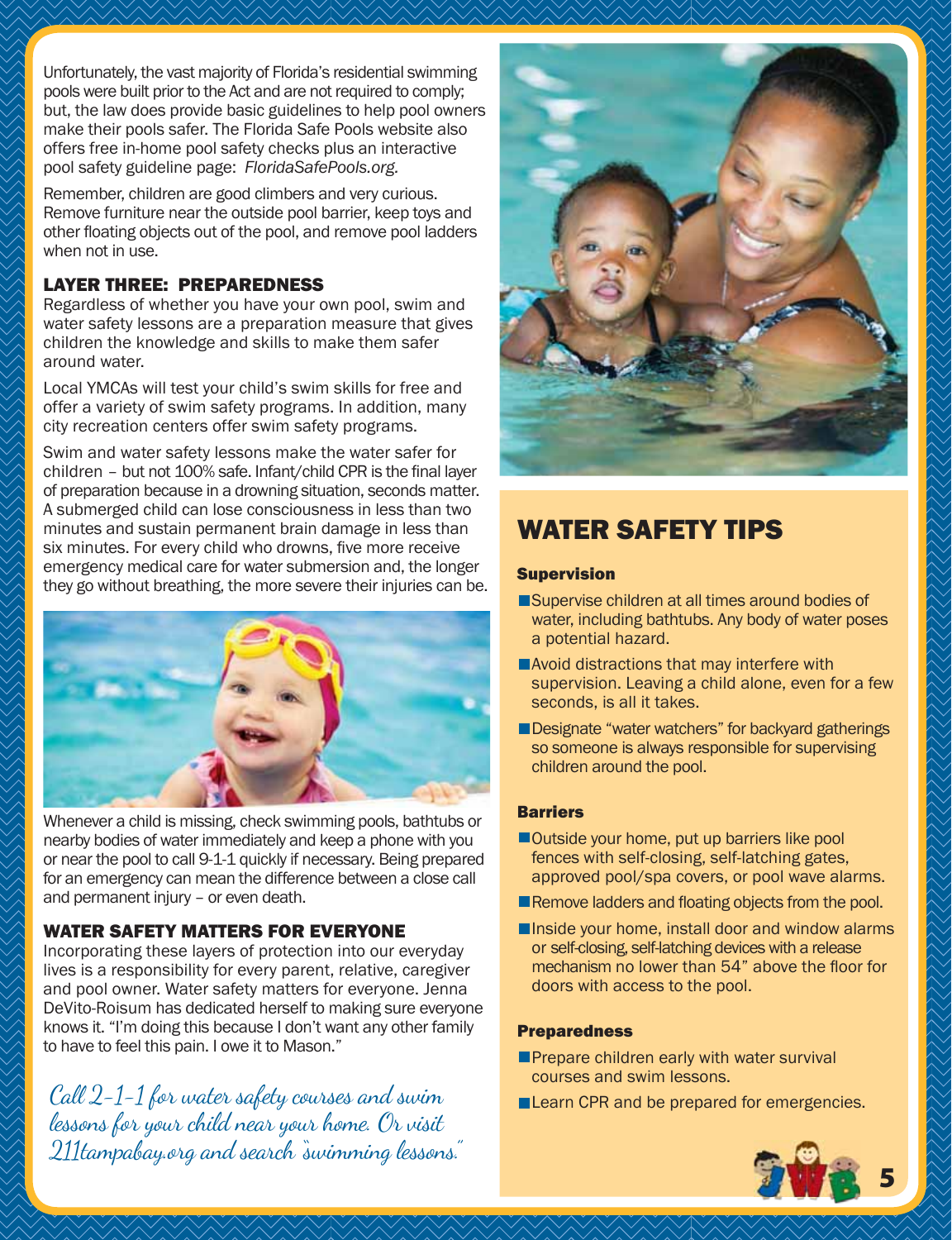Unfortunately, the vast majority of Florida's residential swimming pools were built prior to the Act and are not required to comply; but, the law does provide basic guidelines to help pool owners make their pools safer. The Florida Safe Pools website also offers free in-home pool safety checks plus an interactive pool safety guideline page: *FloridaSafePools.org*.

Remember, children are good climbers and very curious. Remove furniture near the outside pool barrier, keep toys and other floating objects out of the pool, and remove pool ladders when not in use.

### LAYER THREE: PREPAREDNESS

Regardless of whether you have your own pool, swim and water safety lessons are a preparation measure that gives children the knowledge and skills to make them safer around water.

Local YMCAs will test your child's swim skills for free and offer a variety of swim safety programs. In addition, many city recreation centers offer swim safety programs.

Swim and water safety lessons make the water safer for children – but not 100% safe. Infant/child CPR is the final layer of preparation because in a drowning situation, seconds matter. A submerged child can lose consciousness in less than two minutes and sustain permanent brain damage in less than six minutes. For every child who drowns, five more receive emergency medical care for water submersion and, the longer they go without breathing, the more severe their injuries can be.

Whenever a child is missing, check swimming pools, bathtubs or nearby bodies of water immediately and keep a phone with you or near the pool to call 9-1-1 quickly if necessary. Being prepared for an emergency can mean the difference between a close call and permanent injury – or even death.

### WATER SAFETY MATTERS FOR EVERYONE

Incorporating these layers of protection into our everyday lives is a responsibility for every parent, relative, caregiver and pool owner. Water safety matters for everyone. Jenna DeVito-Roisum has dedicated herself to making sure everyone knows it. "I'm doing this because I don't want any other family to have to feel this pain. I owe it to Mason."

*Call 2-1-1 for water safety courses and swim lessons for your child near your home. Or visit 211tampabay.org and search "swimming lessons."*

## WATER SAFETY TIPS

**Supervision**

- Supervise children at all times around bodies of water, including bathtubs. Any body of water poses a potential hazard.
- Avoid distractions that may interfere with supervision. Leaving a child alone, even for a few seconds, is all it takes.
- Designate "water watchers" for backyard gatherings so someone is always responsible for supervising children around the pool.

**Barriers**

- Outside your home, put up barriers like pool fences with self-closing, self-latching gates, approved pool/spa covers, or pool wave alarms.
- Remove ladders and floating objects from the pool.
- Inside your home, install door and window alarms or self-closing, self-latching devices with a release mechanism no lower than 54" above the floor for doors with access to the pool.

**Preparedness**

- Prepare children early with water survival courses and swim lessons.
- Learn CPR and be prepared for emergencies.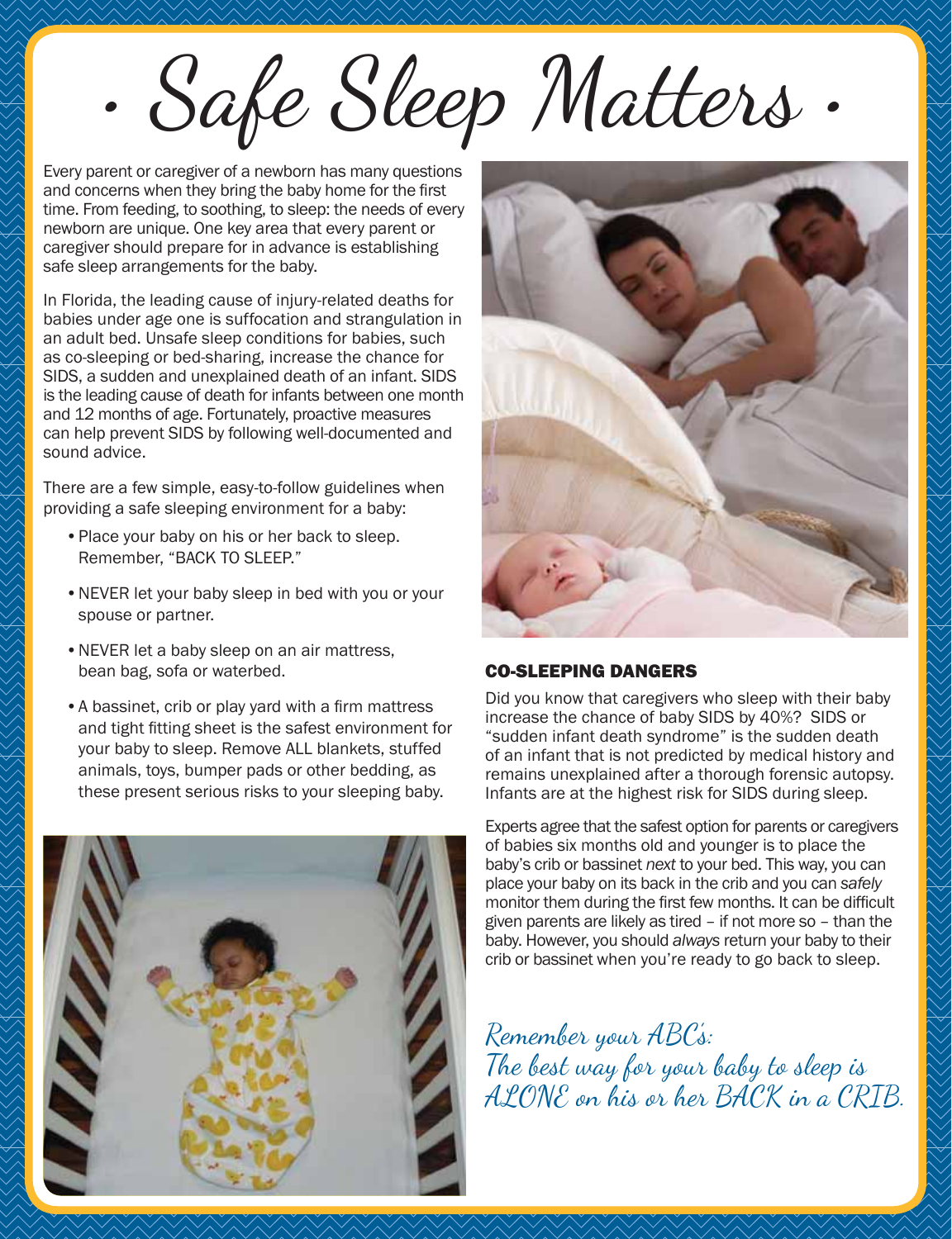# · Safe Sleep Matters ·

Every parent or caregiver of a newborn has many questions and concerns when they bring the baby home for the first time. From feeding, to soothing, to sleep: the needs of every newborn are unique. One key area that every parent or caregiver should prepare for in advance is establishing safe sleep arrangements for the baby.

In Florida, the leading cause of injury-related deaths for babies under age one is suffocation and strangulation in an adult bed. Unsafe sleep conditions for babies, such as co-sleeping or bed-sharing, increase the chance for SIDS, a sudden and unexplained death of an infant. SIDS is the leading cause of death for infants between one month and 12 months of age. Fortunately, proactive measures can help prevent SIDS by following well-documented and sound advice.

There are a few simple, easy-to-follow guidelines when providing a safe sleeping environment for a baby:

- Place your baby on his or her back to sleep. Remember, "BACK TO SLEEP."
- NEVER let your baby sleep in bed with you or your spouse or partner.
- NEVER let a baby sleep on an air mattress, bean bag, sofa or waterbed.
- A bassinet, crib or play yard with a firm mattress and tight fitting sheet is the safest environment for your baby to sleep. Remove ALL blankets, stuffed animals, toys, bumper pads or other bedding, as these present serious risks to your sleeping baby.

## CO-SLEEPING DANGERS

Did you know that caregivers who sleep with their baby increase the chance of baby SIDS by 40%? SIDS or "sudden infant death syndrome" is the sudden death of an infant that is not predicted by medical history and remains unexplained after a thorough forensic autopsy. Infants are at the highest risk for SIDS during sleep.

Experts agree that the safest option for parents or caregivers of babies six months old and younger is to place the baby's crib or bassinet *next* to your bed. This way, you can place your baby on its back in the crib and you can *safely* monitor them during the first few months. It can be difficult given parents are likely as tired – if not more so – than the baby. However, you should *always* return your baby to their crib or bassinet when you're ready to go back to sleep.

*Remember your ABC's:*
*The best way for your baby to sleep is ALONE on his or her BACK in a CRIB.*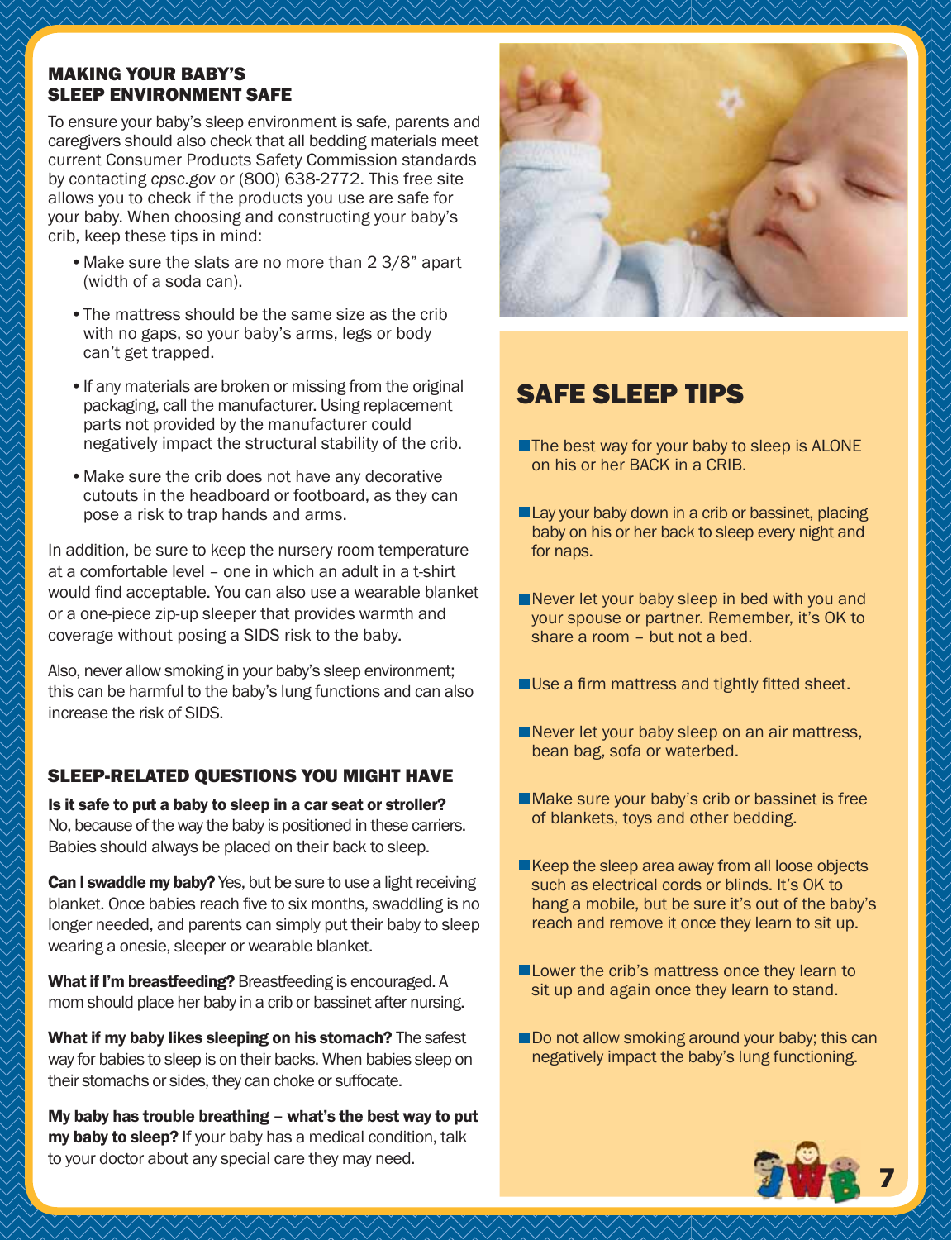## MAKING YOUR BABY'S SLEEP ENVIRONMENT SAFE

To ensure your baby's sleep environment is safe, parents and caregivers should also check that all bedding materials meet current Consumer Products Safety Commission standards by contacting *cpsc.gov* or (800) 638-2772. This free site allows you to check if the products you use are safe for your baby. When choosing and constructing your baby's crib, keep these tips in mind:

- Make sure the slats are no more than 2 3/8" apart (width of a soda can).
- The mattress should be the same size as the crib with no gaps, so your baby's arms, legs or body can't get trapped.
- If any materials are broken or missing from the original packaging, call the manufacturer. Using replacement parts not provided by the manufacturer could negatively impact the structural stability of the crib.
- Make sure the crib does not have any decorative cutouts in the headboard or footboard, as they can pose a risk to trap hands and arms.

In addition, be sure to keep the nursery room temperature at a comfortable level – one in which an adult in a t-shirt would find acceptable. You can also use a wearable blanket or a one-piece zip-up sleeper that provides warmth and coverage without posing a SIDS risk to the baby.

Also, never allow smoking in your baby's sleep environment; this can be harmful to the baby's lung functions and can also increase the risk of SIDS.

## SLEEP-RELATED QUESTIONS YOU MIGHT HAVE

**Is it safe to put a baby to sleep in a car seat or stroller?** No, because of the way the baby is positioned in these carriers. Babies should always be placed on their back to sleep.

**Can I swaddle my baby?** Yes, but be sure to use a light receiving blanket. Once babies reach five to six months, swaddling is no longer needed, and parents can simply put their baby to sleep wearing a onesie, sleeper or wearable blanket.

**What if I'm breastfeeding?** Breastfeeding is encouraged. A mom should place her baby in a crib or bassinet after nursing.

**What if my baby likes sleeping on his stomach?** The safest way for babies to sleep is on their backs. When babies sleep on their stomachs or sides, they can choke or suffocate.

**My baby has trouble breathing – what's the best way to put my baby to sleep?** If your baby has a medical condition, talk to your doctor about any special care they may need.

## SAFE SLEEP TIPS

- The best way for your baby to sleep is ALONE on his or her BACK in a CRIB.
- Lay your baby down in a crib or bassinet, placing baby on his or her back to sleep every night and for naps.
- Never let your baby sleep in bed with you and your spouse or partner. Remember, it's OK to share a room – but not a bed.
- Use a firm mattress and tightly fitted sheet.
- Never let your baby sleep on an air mattress, bean bag, sofa or waterbed.
- Make sure your baby's crib or bassinet is free of blankets, toys and other bedding.
- Keep the sleep area away from all loose objects such as electrical cords or blinds. It's OK to hang a mobile, but be sure it's out of the baby's reach and remove it once they learn to sit up.
- Lower the crib's mattress once they learn to sit up and again once they learn to stand.
- Do not allow smoking around your baby; this can negatively impact the baby's lung functioning.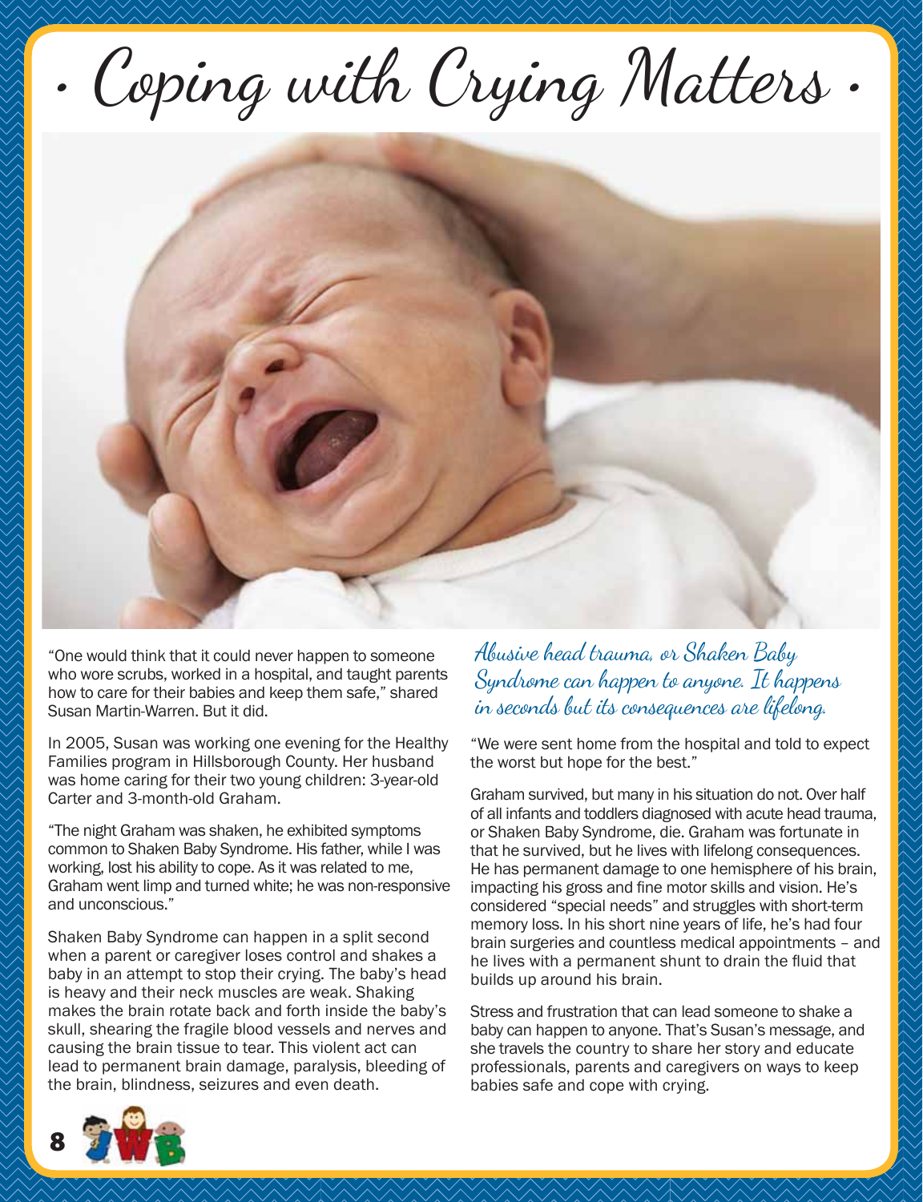# • Coping with Crying Matters •

"One would think that it could never happen to someone who wore scrubs, worked in a hospital, and taught parents how to care for their babies and keep them safe," shared Susan Martin-Warren. But it did.

In 2005, Susan was working one evening for the Healthy Families program in Hillsborough County. Her husband was home caring for their two young children: 3-year-old Carter and 3-month-old Graham.

"The night Graham was shaken, he exhibited symptoms common to Shaken Baby Syndrome. His father, while I was working, lost his ability to cope. As it was related to me, Graham went limp and turned white; he was non-responsive and unconscious."

Shaken Baby Syndrome can happen in a split second when a parent or caregiver loses control and shakes a baby in an attempt to stop their crying. The baby's head is heavy and their neck muscles are weak. Shaking makes the brain rotate back and forth inside the baby's skull, shearing the fragile blood vessels and nerves and causing the brain tissue to tear. This violent act can lead to permanent brain damage, paralysis, bleeding of the brain, blindness, seizures and even death.

*Abusive head trauma, or Shaken Baby Syndrome can happen to anyone. It happens in seconds but its consequences are lifelong.*

"We were sent home from the hospital and told to expect the worst but hope for the best."

Graham survived, but many in his situation do not. Over half of all infants and toddlers diagnosed with acute head trauma, or Shaken Baby Syndrome, die. Graham was fortunate in that he survived, but he lives with lifelong consequences. He has permanent damage to one hemisphere of his brain, impacting his gross and fine motor skills and vision. He's considered "special needs" and struggles with short-term memory loss. In his short nine years of life, he's had four brain surgeries and countless medical appointments – and he lives with a permanent shunt to drain the fluid that builds up around his brain.

Stress and frustration that can lead someone to shake a baby can happen to anyone. That's Susan's message, and she travels the country to share her story and educate professionals, parents and caregivers on ways to keep babies safe and cope with crying.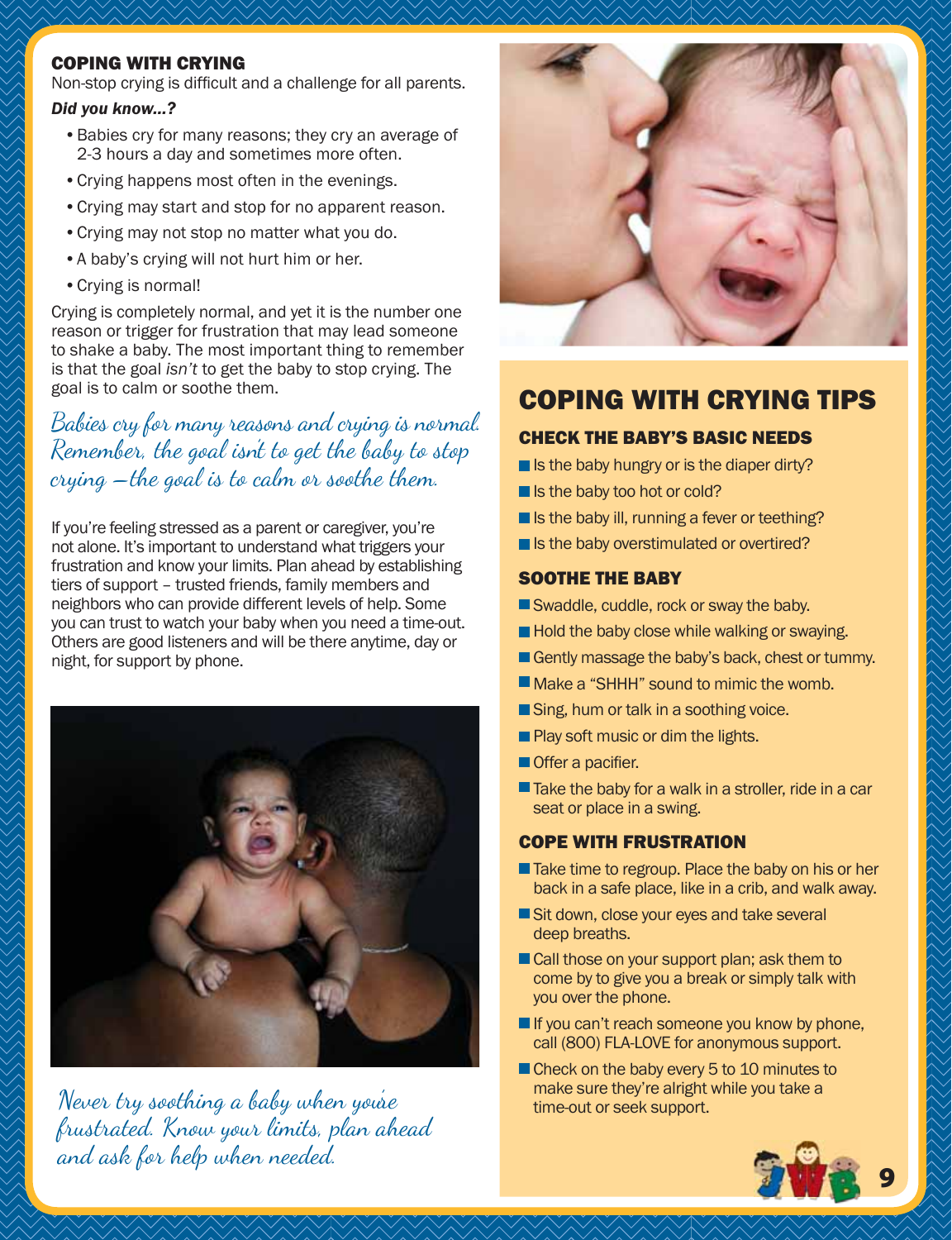## COPING WITH CRYING

Non-stop crying is difficult and a challenge for all parents.

***Did you know...?***

- Babies cry for many reasons; they cry an average of 2-3 hours a day and sometimes more often.
- Crying happens most often in the evenings.
- Crying may start and stop for no apparent reason.
- Crying may not stop no matter what you do.
- A baby's crying will not hurt him or her.
- Crying is normal!

Crying is completely normal, and yet it is the number one reason or trigger for frustration that may lead someone to shake a baby. The most important thing to remember is that the goal *isn't* to get the baby to stop crying. The goal is to calm or soothe them.

*Babies cry for many reasons and crying is normal. Remember, the goal isn't to get the baby to stop crying – the goal is to calm or soothe them.*

If you're feeling stressed as a parent or caregiver, you're not alone. It's important to understand what triggers your frustration and know your limits. Plan ahead by establishing tiers of support – trusted friends, family members and neighbors who can provide different levels of help. Some you can trust to watch your baby when you need a time-out. Others are good listeners and will be there anytime, day or night, for support by phone.

*Never try soothing a baby when you're frustrated. Know your limits, plan ahead and ask for help when needed.*

## COPING WITH CRYING TIPS

### CHECK THE BABY'S BASIC NEEDS

- Is the baby hungry or is the diaper dirty?
- Is the baby too hot or cold?
- Is the baby ill, running a fever or teething?
- Is the baby overstimulated or overtired?

### SOOTHE THE BABY

- Swaddle, cuddle, rock or sway the baby.
- Hold the baby close while walking or swaying.
- Gently massage the baby's back, chest or tummy.
- Make a "SHHH" sound to mimic the womb.
- Sing, hum or talk in a soothing voice.
- Play soft music or dim the lights.
- Offer a pacifier.
- Take the baby for a walk in a stroller, ride in a car seat or place in a swing.

### COPE WITH FRUSTRATION

- Take time to regroup. Place the baby on his or her back in a safe place, like in a crib, and walk away.
- Sit down, close your eyes and take several deep breaths.
- Call those on your support plan; ask them to come by to give you a break or simply talk with you over the phone.
- If you can't reach someone you know by phone, call (800) FLA-LOVE for anonymous support.
- Check on the baby every 5 to 10 minutes to make sure they're alright while you take a time-out or seek support.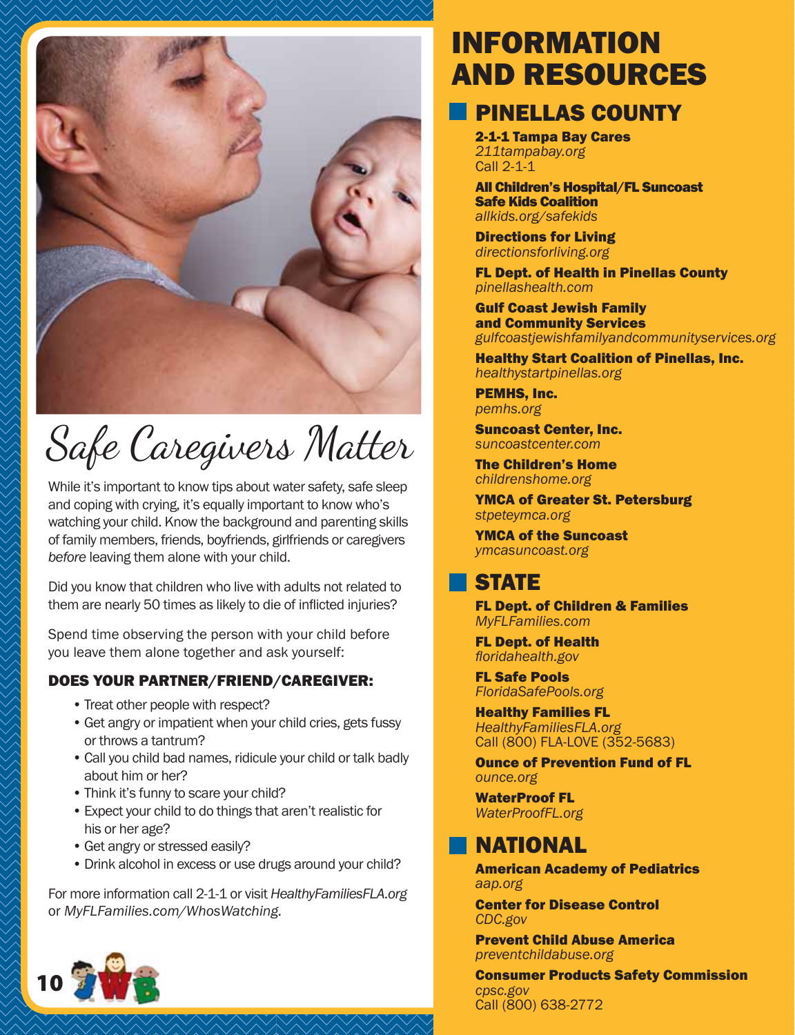# Safe Caregivers Matter

While it's important to know tips about water safety, safe sleep and coping with crying, it's equally important to know who's watching your child. Know the background and parenting skills of family members, friends, boyfriends, girlfriends or caregivers *before* leaving them alone with your child.

Did you know that children who live with adults not related to them are nearly 50 times as likely to die of inflicted injuries?

Spend time observing the person with your child before you leave them alone together and ask yourself:

### DOES YOUR PARTNER/FRIEND/CAREGIVER:

- Treat other people with respect?
- Get angry or impatient when your child cries, gets fussy or throws a tantrum?
- Call you child bad names, ridicule your child or talk badly about him or her?
- Think it's funny to scare your child?
- Expect your child to do things that aren't realistic for his or her age?
- Get angry or stressed easily?
- Drink alcohol in excess or use drugs around your child?

For more information call 2-1-1 or visit *HealthyFamiliesFLA.org* or *MyFLFamilies.com/WhosWatching.*

# INFORMATION AND RESOURCES

## PINELLAS COUNTY

**2-1-1 Tampa Bay Cares**
*211tampabay.org*
Call 2-1-1

**All Children's Hospital/FL Suncoast Safe Kids Coalition**
*allkids.org/safekids*

**Directions for Living**
*directionsforliving.org*

**FL Dept. of Health in Pinellas County**
*pinellashealth.com*

**Gulf Coast Jewish Family and Community Services**
*gulfcoastjewishfamilyandcommunityservices.org*

**Healthy Start Coalition of Pinellas, Inc.**
*healthystartpinellas.org*

**PEMHS, Inc.**
*pemhs.org*

**Suncoast Center, Inc.**
*suncoastcenter.com*

**The Children's Home**
*childrenshome.org*

**YMCA of Greater St. Petersburg**
*stpeteymca.org*

**YMCA of the Suncoast**
*ymcasuncoast.org*

## STATE

**FL Dept. of Children & Families**
*MyFLFamilies.com*

**FL Dept. of Health**
*floridahealth.gov*

**FL Safe Pools**
*FloridaSafePools.org*

**Healthy Families FL**
*HealthyFamiliesFLA.org*
Call (800) FLA-LOVE (352-5683)

**Ounce of Prevention Fund of FL**
*ounce.org*

**WaterProof FL**
*WaterProofFL.org*

## NATIONAL

**American Academy of Pediatrics**
*aap.org*

**Center for Disease Control**
*CDC.gov*

**Prevent Child Abuse America**
*preventchildabuse.org*

**Consumer Products Safety Commission**
*cpsc.gov*
Call (800) 638-2772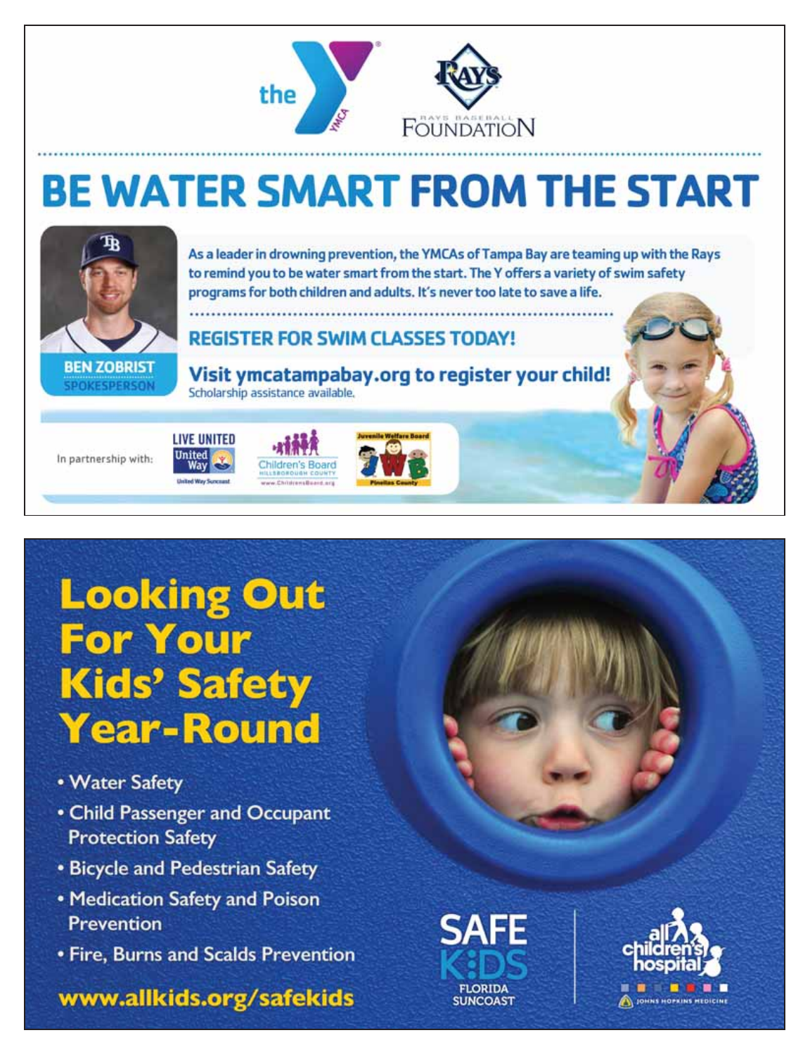the YMCA

RAYS BASEBALL FOUNDATION

# BE WATER SMART FROM THE START

As a leader in drowning prevention, the YMCAs of Tampa Bay are teaming up with the Rays to remind you to be water smart from the start. The Y offers a variety of swim safety programs for both children and adults. It's never too late to save a life.

## REGISTER FOR SWIM CLASSES TODAY!

**Visit ymcatampabay.org to register your child!**
Scholarship assistance available.

**BEN ZOBRIST**
SPOKESPERSON

In partnership with: LIVE UNITED United Way Suncoast · Children's Board Hillsborough County www.ChildrensBoard.org · Juvenile Welfare Board Pinellas County

# Looking Out For Your Kids' Safety Year-Round

- Water Safety
- Child Passenger and Occupant Protection Safety
- Bicycle and Pedestrian Safety
- Medication Safety and Poison Prevention
- Fire, Burns and Scalds Prevention

**www.allkids.org/safekids**

SAFE KIDS FLORIDA SUNCOAST

all children's hospital · JOHNS HOPKINS MEDICINE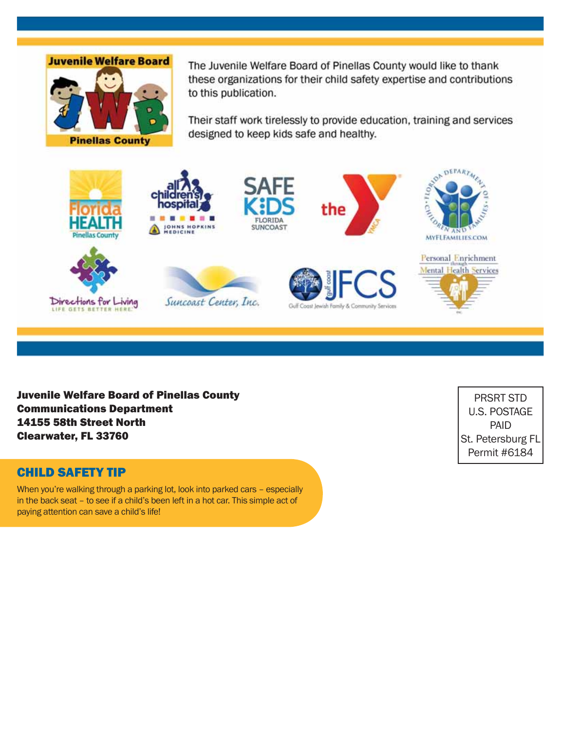The Juvenile Welfare Board of Pinellas County would like to thank these organizations for their child safety expertise and contributions to this publication.

Their staff work tirelessly to provide education, training and services designed to keep kids safe and healthy.

**Juvenile Welfare Board of Pinellas County**
**Communications Department**
**14155 58th Street North**
**Clearwater, FL 33760**

PRSRT STD
U.S. POSTAGE
PAID
St. Petersburg FL
Permit #6184

## CHILD SAFETY TIP

When you're walking through a parking lot, look into parked cars – especially in the back seat – to see if a child's been left in a hot car. This simple act of paying attention can save a child's life!